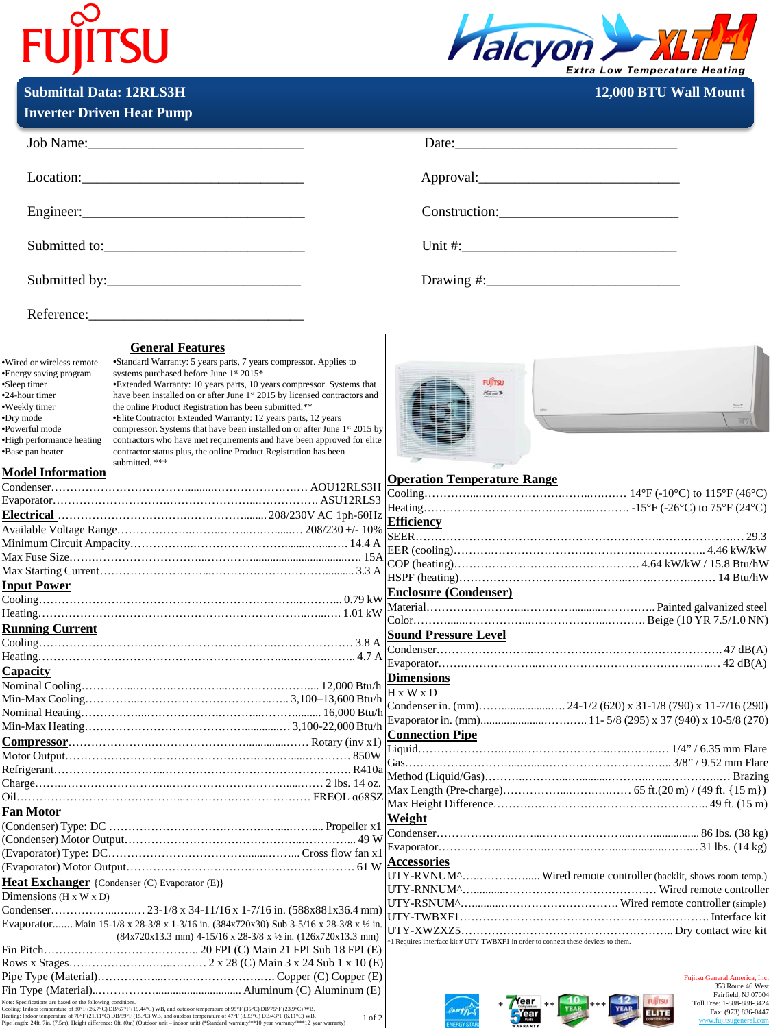# FUJITSU — Halcyon XLTH Extra Low Temperature Heating

## Submittal Data: 12RLS3H — 12,000 BTU Wall Mount
## Inverter Driven Heat Pump

Job Name:______________________________ Date:______________________________

Location:______________________________ Approval:______________________________

Engineer:______________________________ Construction:______________________________

Submitted to:______________________________ Unit #:______________________________

Submitted by:______________________________ Drawing #:______________________________

Reference:______________________________

## General Features

- Wired or wireless remote
- Energy saving program
- Sleep timer
- 24-hour timer
- Weekly timer
- Dry mode
- Powerful mode
- High performance heating
- Base pan heater

- Standard Warranty: 5 years parts, 7 years compressor. Applies to systems purchased before June 1st 2015*
- Extended Warranty: 10 years parts, 10 years compressor. Systems that have been installed on or after June 1st 2015 by licensed contractors and the online Product Registration has been submitted.**
- Elite Contractor Extended Warranty: 12 years parts, 12 years compressor. Systems that have been installed on or after June 1st 2015 by contractors who have met requirements and have been approved for elite contractor status plus, the online Product Registration has been submitted. ***

## Model Information

Condenser: AOU12RLS3H
Evaporator: ASU12RLS3

## Electrical
208/230V AC 1ph-60Hz

Available Voltage Range: 208/230 +/- 10%
Minimum Circuit Ampacity: 14.4 A
Max Fuse Size: 15A
Max Starting Current: 3.3 A

## Input Power
Cooling: 0.79 kW
Heating: 1.01 kW

## Running Current
Cooling: 3.8 A
Heating: 4.7 A

## Capacity
Nominal Cooling: 12,000 Btu/h
Min-Max Cooling: 3,100–13,600 Btu/h
Nominal Heating: 16,000 Btu/h
Min-Max Heating: 3,100-22,000 Btu/h

## Compressor
Rotary (inv x1)

Motor Output: 850W
Refrigerant: R410a
Charge: 2 lbs. 14 oz.
Oil: FREOL α68SZ

## Fan Motor
(Condenser) Type: DC: Propeller x1
(Condenser) Motor Output: 49 W
(Evaporator) Type: DC: Cross flow fan x1
(Evaporator) Motor Output: 61 W

## Heat Exchanger
{Condenser (C) Evaporator (E)}

Dimensions (H x W x D)
Condenser: 23-1/8 x 34-11/16 x 1-7/16 in. (588x881x36.4 mm)
Evaporator: Main 15-1/8 x 28-3/16 x 1-3/16 in. (384x720x30) Sub 3-5/16 x 28-3/8 x ½ in. (84x720x13.3 mm) 4-15/16 x 28-3/8 x ½ in. (126x720x13.3 mm)
Fin Pitch: 20 FPI (C) Main 21 FPI Sub 18 FPI (E)
Rows x Stages: 2 x 28 (C) Main 3 x 24 Sub 1 x 10 (E)
Pipe Type (Material): Copper (C) Copper (E)
Fin Type (Material): Aluminum (C) Aluminum (E)

## Operation Temperature Range
Cooling: 14°F (-10°C) to 115°F (46°C)
Heating: -15°F (-26°C) to 75°F (24°C)

## Efficiency
SEER: 29.3
EER (cooling): 4.46 kW/kW
COP (heating): 4.64 kW/kW / 15.8 Btu/hW
HSPF (heating): 14 Btu/hW

## Enclosure (Condenser)
Material: Painted galvanized steel
Color: Beige (10 YR 7.5/1.0 NN)

## Sound Pressure Level
Condenser: 47 dB(A)
Evaporator: 42 dB(A)

## Dimensions
H x W x D
Condenser in. (mm): 24-1/2 (620) x 31-1/8 (790) x 11-7/16 (290)
Evaporator in. (mm): 11- 5/8 (295) x 37 (940) x 10-5/8 (270)

## Connection Pipe
Liquid: 1/4" / 6.35 mm Flare
Gas: 3/8" / 9.52 mm Flare
Method (Liquid/Gas): Brazing
Max Length (Pre-charge): 65 ft.(20 m) / (49 ft. {15 m})
Max Height Difference: 49 ft. (15 m)

## Weight
Condenser: 86 lbs. (38 kg)
Evaporator: 31 lbs. (14 kg)

## Accessories
UTY-RVNUM^: Wired remote controller (backlit, shows room temp.)
UTY-RNNUM^: Wired remote controller
UTY-RSNUM^: Wired remote controller (simple)
UTY-TWBXF1: Interface kit
UTY-XWZXZ5: Dry contact wire kit

^1 Requires interface kit # UTY-TWBXF1 in order to connect these devices to them.

Note: Specifications are based on the following conditions.
Cooling: Indoor temperature of 80°F (26.7°C) DB/67°F (19.44°C) WB, and outdoor temperature of 95°F (35°C) DB/75°F (23.9°C) WB.
Heating: Indoor temperature of 70°F (21.11°C) DB/59°F (15.°C) WB, and outdoor temperature of 47°F (8.33°C) DB/43°F (6.11°C) WB.
Pipe length: 24ft. 7in. (7.5m), Height difference: 0ft. (0m) (Outdoor unit – indoor unit) (*Standard warranty/**10 year warranty/***12 year warranty)

Fujitsu General America, Inc.
353 Route 46 West
Fairfield, NJ 07004
Toll Free: 1-888-888-3424
Fax: (973) 836-0447
www.fujitsugeneral.com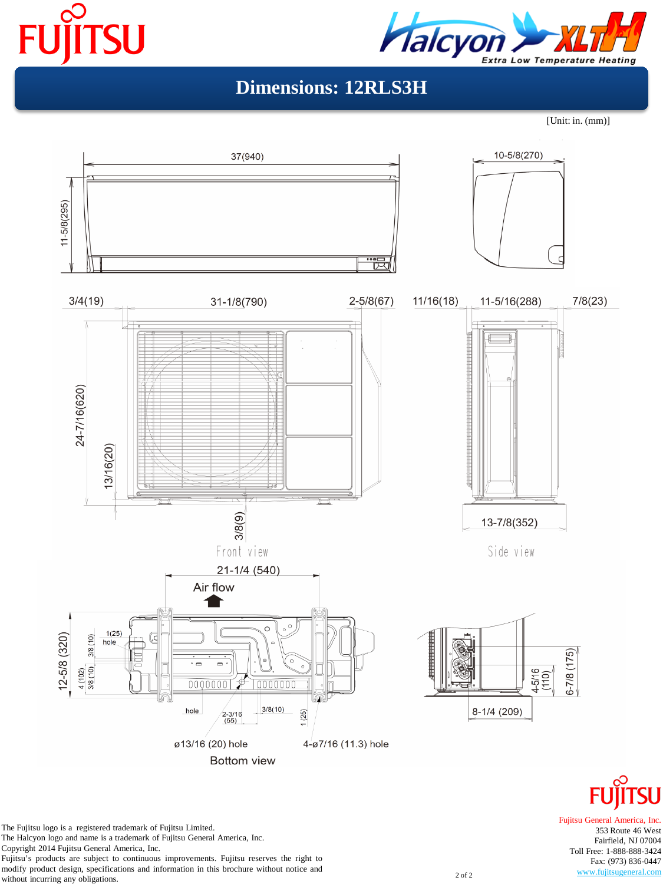# Dimensions: 12RLS3H

[Unit: in. (mm)]

37(940)

10-5/8(270)

11-5/8(295)

3/4(19) 31-1/8(790) 2-5/8(67)

11/16(18) 11-5/16(288) 7/8(23)

24-7/16(620)

13/16(20)

3/8(9)

13-7/8(352)

Front view

Side view

21-1/4 (540)

Air flow

12-5/8 (320)

1(25) hole

3/8 (10)

4 (102)

3/8 (10)

hole

2-3/16 (55)

3/8(10)

1 (25)

ø13/16 (20) hole

4-ø7/16 (11.3) hole

Bottom view

4-5/16 (110)

6-7/8 (175)

8-1/4 (209)

The Fujitsu logo is a registered trademark of Fujitsu Limited.
The Halcyon logo and name is a trademark of Fujitsu General America, Inc.
Copyright 2014 Fujitsu General America, Inc.
Fujitsu's products are subject to continuous improvements. Fujitsu reserves the right to modify product design, specifications and information in this brochure without notice and without incurring any obligations.

Fujitsu General America, Inc.
353 Route 46 West
Fairfield, NJ 07004
Toll Free: 1-888-888-3424
Fax: (973) 836-0447
www.fujitsugeneral.com